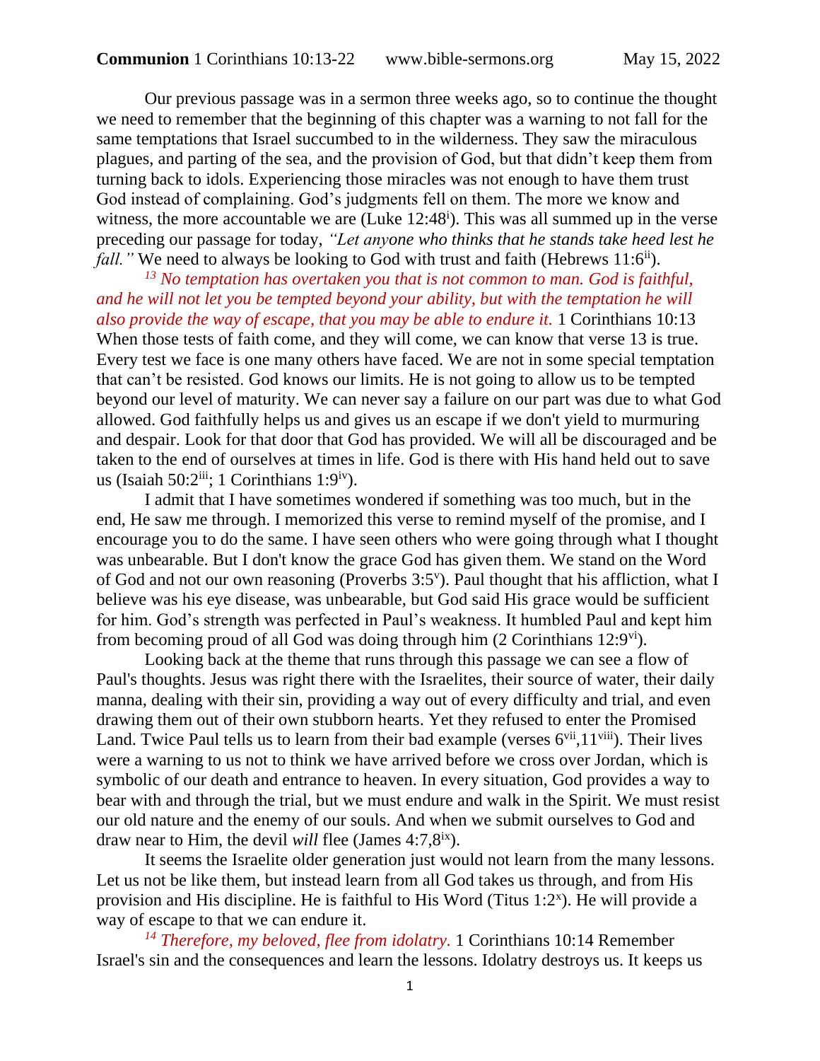**Communion** 1 Corinthians 10:13-22 www.bible-sermons.org May 15, 2022

Our previous passage was in a sermon three weeks ago, so to continue the thought we need to remember that the beginning of this chapter was a warning to not fall for the same temptations that Israel succumbed to in the wilderness. They saw the miraculous plagues, and parting of the sea, and the provision of God, but that didn't keep them from turning back to idols. Experiencing those miracles was not enough to have them trust God instead of complaining. God's judgments fell on them. The more we know and witness, the more accountable we are (Luke 12:48[i]). This was all summed up in the verse preceding our passage for today, *"Let anyone who thinks that he stands take heed lest he fall."* We need to always be looking to God with trust and faith (Hebrews 11:6[ii]).

*[13] No temptation has overtaken you that is not common to man. God is faithful, and he will not let you be tempted beyond your ability, but with the temptation he will also provide the way of escape, that you may be able to endure it.* 1 Corinthians 10:13 When those tests of faith come, and they will come, we can know that verse 13 is true. Every test we face is one many others have faced. We are not in some special temptation that can't be resisted. God knows our limits. He is not going to allow us to be tempted beyond our level of maturity. We can never say a failure on our part was due to what God allowed. God faithfully helps us and gives us an escape if we don't yield to murmuring and despair. Look for that door that God has provided. We will all be discouraged and be taken to the end of ourselves at times in life. God is there with His hand held out to save us (Isaiah 50:2[iii]; 1 Corinthians 1:9[iv]).

I admit that I have sometimes wondered if something was too much, but in the end, He saw me through. I memorized this verse to remind myself of the promise, and I encourage you to do the same. I have seen others who were going through what I thought was unbearable. But I don't know the grace God has given them. We stand on the Word of God and not our own reasoning (Proverbs 3:5[v]). Paul thought that his affliction, what I believe was his eye disease, was unbearable, but God said His grace would be sufficient for him. God's strength was perfected in Paul's weakness. It humbled Paul and kept him from becoming proud of all God was doing through him (2 Corinthians 12:9[vi]).

Looking back at the theme that runs through this passage we can see a flow of Paul's thoughts. Jesus was right there with the Israelites, their source of water, their daily manna, dealing with their sin, providing a way out of every difficulty and trial, and even drawing them out of their own stubborn hearts. Yet they refused to enter the Promised Land. Twice Paul tells us to learn from their bad example (verses 6[vii],11[viii]). Their lives were a warning to us not to think we have arrived before we cross over Jordan, which is symbolic of our death and entrance to heaven. In every situation, God provides a way to bear with and through the trial, but we must endure and walk in the Spirit. We must resist our old nature and the enemy of our souls. And when we submit ourselves to God and draw near to Him, the devil *will* flee (James 4:7,8[ix]).

It seems the Israelite older generation just would not learn from the many lessons. Let us not be like them, but instead learn from all God takes us through, and from His provision and His discipline. He is faithful to His Word (Titus 1:2[x]). He will provide a way of escape to that we can endure it.

*[14] Therefore, my beloved, flee from idolatry.* 1 Corinthians 10:14 Remember Israel's sin and the consequences and learn the lessons. Idolatry destroys us. It keeps us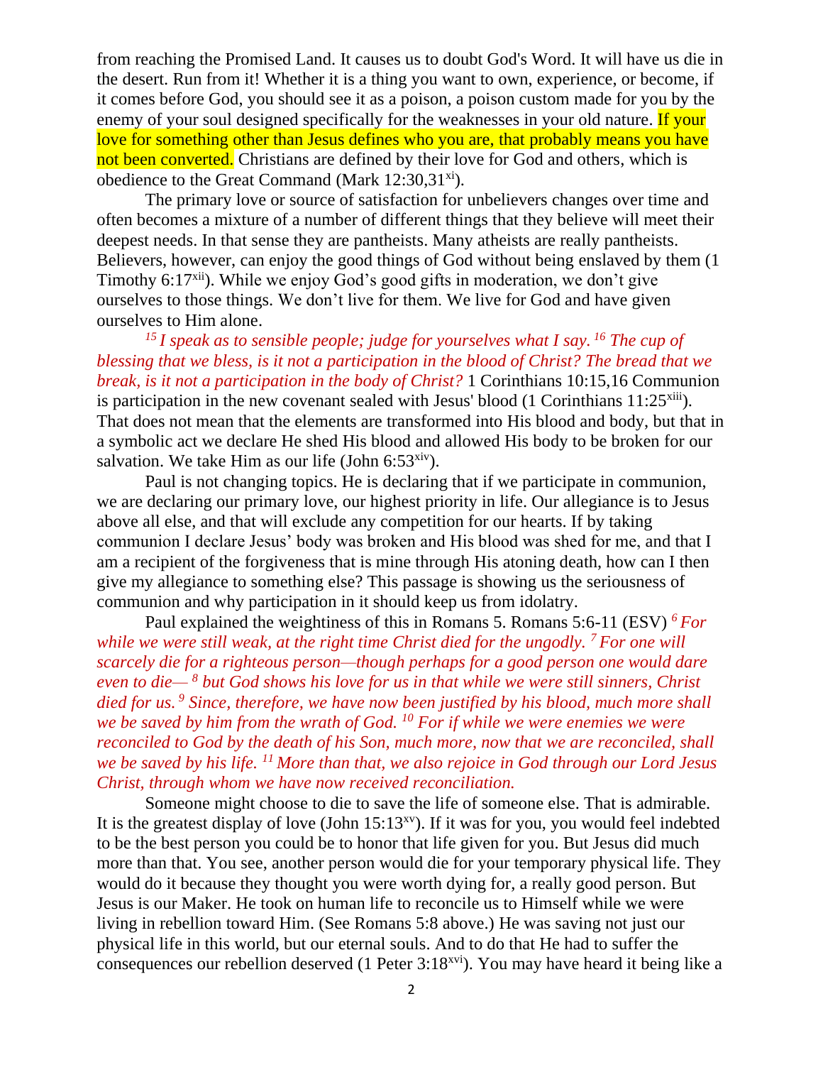from reaching the Promised Land. It causes us to doubt God's Word. It will have us die in the desert. Run from it! Whether it is a thing you want to own, experience, or become, if it comes before God, you should see it as a poison, a poison custom made for you by the enemy of your soul designed specifically for the weaknesses in your old nature. If your love for something other than Jesus defines who you are, that probably means you have not been converted. Christians are defined by their love for God and others, which is obedience to the Great Command (Mark 12:30,31[xi]).

The primary love or source of satisfaction for unbelievers changes over time and often becomes a mixture of a number of different things that they believe will meet their deepest needs. In that sense they are pantheists. Many atheists are really pantheists. Believers, however, can enjoy the good things of God without being enslaved by them (1 Timothy 6:17[xii]). While we enjoy God's good gifts in moderation, we don't give ourselves to those things. We don't live for them. We live for God and have given ourselves to Him alone.

*[15] I speak as to sensible people; judge for yourselves what I say. [16] The cup of blessing that we bless, is it not a participation in the blood of Christ? The bread that we break, is it not a participation in the body of Christ?* 1 Corinthians 10:15,16 Communion is participation in the new covenant sealed with Jesus' blood (1 Corinthians 11:25[xiii]). That does not mean that the elements are transformed into His blood and body, but that in a symbolic act we declare He shed His blood and allowed His body to be broken for our salvation. We take Him as our life (John 6:53[xiv]).

Paul is not changing topics. He is declaring that if we participate in communion, we are declaring our primary love, our highest priority in life. Our allegiance is to Jesus above all else, and that will exclude any competition for our hearts. If by taking communion I declare Jesus' body was broken and His blood was shed for me, and that I am a recipient of the forgiveness that is mine through His atoning death, how can I then give my allegiance to something else? This passage is showing us the seriousness of communion and why participation in it should keep us from idolatry.

Paul explained the weightiness of this in Romans 5. Romans 5:6-11 (ESV) *[6] For while we were still weak, at the right time Christ died for the ungodly. [7] For one will scarcely die for a righteous person—though perhaps for a good person one would dare even to die— [8] but God shows his love for us in that while we were still sinners, Christ died for us. [9] Since, therefore, we have now been justified by his blood, much more shall we be saved by him from the wrath of God. [10] For if while we were enemies we were reconciled to God by the death of his Son, much more, now that we are reconciled, shall we be saved by his life. [11] More than that, we also rejoice in God through our Lord Jesus Christ, through whom we have now received reconciliation.*

Someone might choose to die to save the life of someone else. That is admirable. It is the greatest display of love (John 15:13[xv]). If it was for you, you would feel indebted to be the best person you could be to honor that life given for you. But Jesus did much more than that. You see, another person would die for your temporary physical life. They would do it because they thought you were worth dying for, a really good person. But Jesus is our Maker. He took on human life to reconcile us to Himself while we were living in rebellion toward Him. (See Romans 5:8 above.) He was saving not just our physical life in this world, but our eternal souls. And to do that He had to suffer the consequences our rebellion deserved (1 Peter 3:18[xvi]). You may have heard it being like a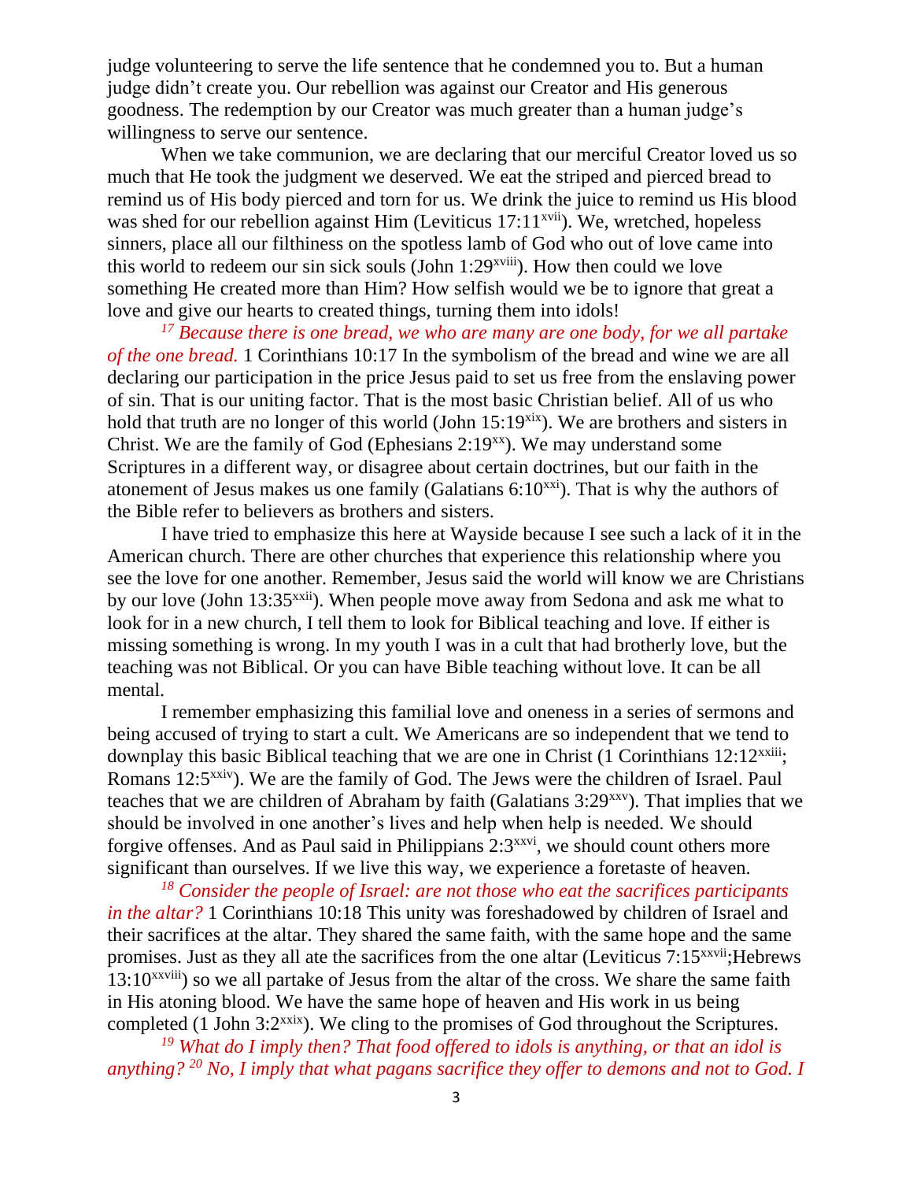judge volunteering to serve the life sentence that he condemned you to. But a human judge didn't create you. Our rebellion was against our Creator and His generous goodness. The redemption by our Creator was much greater than a human judge's willingness to serve our sentence.

When we take communion, we are declaring that our merciful Creator loved us so much that He took the judgment we deserved. We eat the striped and pierced bread to remind us of His body pierced and torn for us. We drink the juice to remind us His blood was shed for our rebellion against Him (Leviticus 17:11[xvii]). We, wretched, hopeless sinners, place all our filthiness on the spotless lamb of God who out of love came into this world to redeem our sin sick souls (John 1:29[xviii]). How then could we love something He created more than Him? How selfish would we be to ignore that great a love and give our hearts to created things, turning them into idols!

*[17] Because there is one bread, we who are many are one body, for we all partake of the one bread.* 1 Corinthians 10:17 In the symbolism of the bread and wine we are all declaring our participation in the price Jesus paid to set us free from the enslaving power of sin. That is our uniting factor. That is the most basic Christian belief. All of us who hold that truth are no longer of this world (John 15:19[xix]). We are brothers and sisters in Christ. We are the family of God (Ephesians 2:19[xx]). We may understand some Scriptures in a different way, or disagree about certain doctrines, but our faith in the atonement of Jesus makes us one family (Galatians 6:10[xxi]). That is why the authors of the Bible refer to believers as brothers and sisters.

I have tried to emphasize this here at Wayside because I see such a lack of it in the American church. There are other churches that experience this relationship where you see the love for one another. Remember, Jesus said the world will know we are Christians by our love (John 13:35[xxii]). When people move away from Sedona and ask me what to look for in a new church, I tell them to look for Biblical teaching and love. If either is missing something is wrong. In my youth I was in a cult that had brotherly love, but the teaching was not Biblical. Or you can have Bible teaching without love. It can be all mental.

I remember emphasizing this familial love and oneness in a series of sermons and being accused of trying to start a cult. We Americans are so independent that we tend to downplay this basic Biblical teaching that we are one in Christ (1 Corinthians 12:12[xxiii]; Romans 12:5[xxiv]). We are the family of God. The Jews were the children of Israel. Paul teaches that we are children of Abraham by faith (Galatians 3:29[xxv]). That implies that we should be involved in one another's lives and help when help is needed. We should forgive offenses. And as Paul said in Philippians 2:3[xxvi], we should count others more significant than ourselves. If we live this way, we experience a foretaste of heaven.

*[18] Consider the people of Israel: are not those who eat the sacrifices participants in the altar?* 1 Corinthians 10:18 This unity was foreshadowed by children of Israel and their sacrifices at the altar. They shared the same faith, with the same hope and the same promises. Just as they all ate the sacrifices from the one altar (Leviticus 7:15[xxvii];Hebrews 13:10[xxviii]) so we all partake of Jesus from the altar of the cross. We share the same faith in His atoning blood. We have the same hope of heaven and His work in us being completed (1 John 3:2[xxix]). We cling to the promises of God throughout the Scriptures.

*[19] What do I imply then? That food offered to idols is anything, or that an idol is anything? [20] No, I imply that what pagans sacrifice they offer to demons and not to God. I*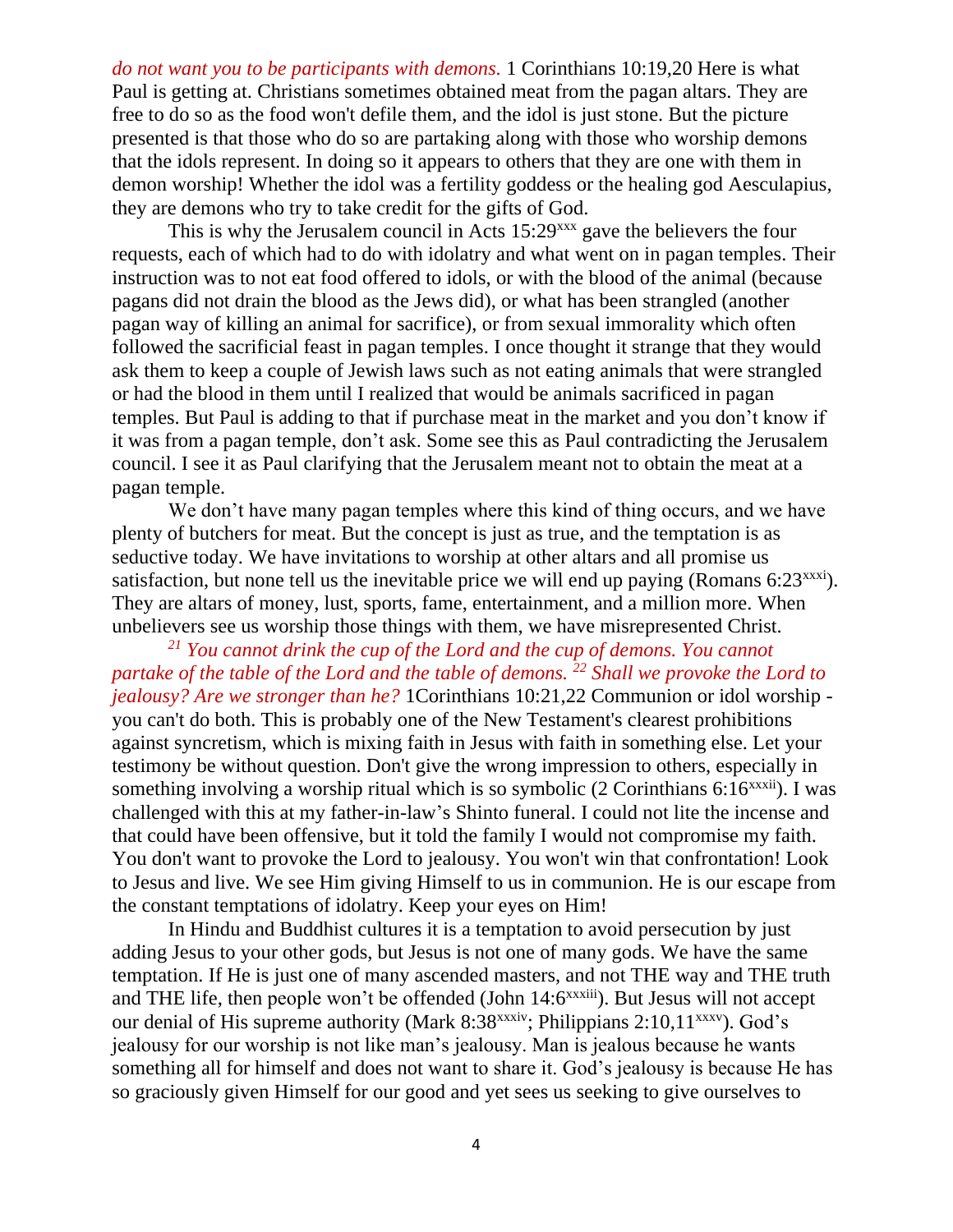*do not want you to be participants with demons.* 1 Corinthians 10:19,20 Here is what Paul is getting at. Christians sometimes obtained meat from the pagan altars. They are free to do so as the food won't defile them, and the idol is just stone. But the picture presented is that those who do so are partaking along with those who worship demons that the idols represent. In doing so it appears to others that they are one with them in demon worship! Whether the idol was a fertility goddess or the healing god Aesculapius, they are demons who try to take credit for the gifts of God.

This is why the Jerusalem council in Acts 15:29[xxx] gave the believers the four requests, each of which had to do with idolatry and what went on in pagan temples. Their instruction was to not eat food offered to idols, or with the blood of the animal (because pagans did not drain the blood as the Jews did), or what has been strangled (another pagan way of killing an animal for sacrifice), or from sexual immorality which often followed the sacrificial feast in pagan temples. I once thought it strange that they would ask them to keep a couple of Jewish laws such as not eating animals that were strangled or had the blood in them until I realized that would be animals sacrificed in pagan temples. But Paul is adding to that if purchase meat in the market and you don't know if it was from a pagan temple, don't ask. Some see this as Paul contradicting the Jerusalem council. I see it as Paul clarifying that the Jerusalem meant not to obtain the meat at a pagan temple.

We don't have many pagan temples where this kind of thing occurs, and we have plenty of butchers for meat. But the concept is just as true, and the temptation is as seductive today. We have invitations to worship at other altars and all promise us satisfaction, but none tell us the inevitable price we will end up paying (Romans 6:23[xxxi]). They are altars of money, lust, sports, fame, entertainment, and a million more. When unbelievers see us worship those things with them, we have misrepresented Christ.

*[21] You cannot drink the cup of the Lord and the cup of demons. You cannot partake of the table of the Lord and the table of demons. [22] Shall we provoke the Lord to jealousy? Are we stronger than he?* 1Corinthians 10:21,22 Communion or idol worship - you can't do both. This is probably one of the New Testament's clearest prohibitions against syncretism, which is mixing faith in Jesus with faith in something else. Let your testimony be without question. Don't give the wrong impression to others, especially in something involving a worship ritual which is so symbolic (2 Corinthians 6:16[xxxii]). I was challenged with this at my father-in-law's Shinto funeral. I could not lite the incense and that could have been offensive, but it told the family I would not compromise my faith. You don't want to provoke the Lord to jealousy. You won't win that confrontation! Look to Jesus and live. We see Him giving Himself to us in communion. He is our escape from the constant temptations of idolatry. Keep your eyes on Him!

In Hindu and Buddhist cultures it is a temptation to avoid persecution by just adding Jesus to your other gods, but Jesus is not one of many gods. We have the same temptation. If He is just one of many ascended masters, and not THE way and THE truth and THE life, then people won't be offended (John 14:6[xxxiii]). But Jesus will not accept our denial of His supreme authority (Mark 8:38[xxxiv]; Philippians 2:10,11[xxxv]). God's jealousy for our worship is not like man's jealousy. Man is jealous because he wants something all for himself and does not want to share it. God's jealousy is because He has so graciously given Himself for our good and yet sees us seeking to give ourselves to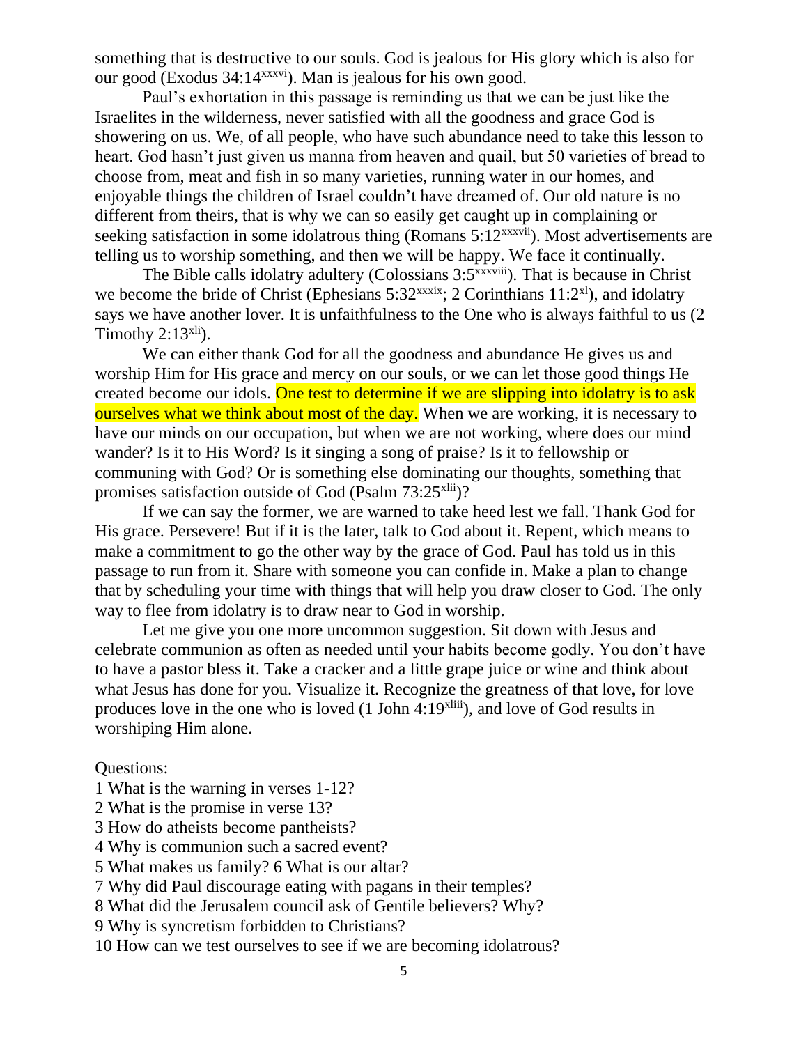something that is destructive to our souls. God is jealous for His glory which is also for our good (Exodus 34:14[xxxvi]). Man is jealous for his own good.

Paul's exhortation in this passage is reminding us that we can be just like the Israelites in the wilderness, never satisfied with all the goodness and grace God is showering on us. We, of all people, who have such abundance need to take this lesson to heart. God hasn't just given us manna from heaven and quail, but 50 varieties of bread to choose from, meat and fish in so many varieties, running water in our homes, and enjoyable things the children of Israel couldn't have dreamed of. Our old nature is no different from theirs, that is why we can so easily get caught up in complaining or seeking satisfaction in some idolatrous thing (Romans 5:12[xxxvii]). Most advertisements are telling us to worship something, and then we will be happy. We face it continually.

The Bible calls idolatry adultery (Colossians 3:5[xxxviii]). That is because in Christ we become the bride of Christ (Ephesians 5:32[xxxix]; 2 Corinthians 11:2[xl]), and idolatry says we have another lover. It is unfaithfulness to the One who is always faithful to us (2 Timothy 2:13[xli]).

We can either thank God for all the goodness and abundance He gives us and worship Him for His grace and mercy on our souls, or we can let those good things He created become our idols. One test to determine if we are slipping into idolatry is to ask ourselves what we think about most of the day. When we are working, it is necessary to have our minds on our occupation, but when we are not working, where does our mind wander? Is it to His Word? Is it singing a song of praise? Is it to fellowship or communing with God? Or is something else dominating our thoughts, something that promises satisfaction outside of God (Psalm 73:25[xlii])?

If we can say the former, we are warned to take heed lest we fall. Thank God for His grace. Persevere! But if it is the later, talk to God about it. Repent, which means to make a commitment to go the other way by the grace of God. Paul has told us in this passage to run from it. Share with someone you can confide in. Make a plan to change that by scheduling your time with things that will help you draw closer to God. The only way to flee from idolatry is to draw near to God in worship.

Let me give you one more uncommon suggestion. Sit down with Jesus and celebrate communion as often as needed until your habits become godly. You don't have to have a pastor bless it. Take a cracker and a little grape juice or wine and think about what Jesus has done for you. Visualize it. Recognize the greatness of that love, for love produces love in the one who is loved (1 John 4:19[xliii]), and love of God results in worshiping Him alone.

Questions:

1 What is the warning in verses 1-12?
2 What is the promise in verse 13?
3 How do atheists become pantheists?
4 Why is communion such a sacred event?
5 What makes us family? 6 What is our altar?
7 Why did Paul discourage eating with pagans in their temples?
8 What did the Jerusalem council ask of Gentile believers? Why?
9 Why is syncretism forbidden to Christians?
10 How can we test ourselves to see if we are becoming idolatrous?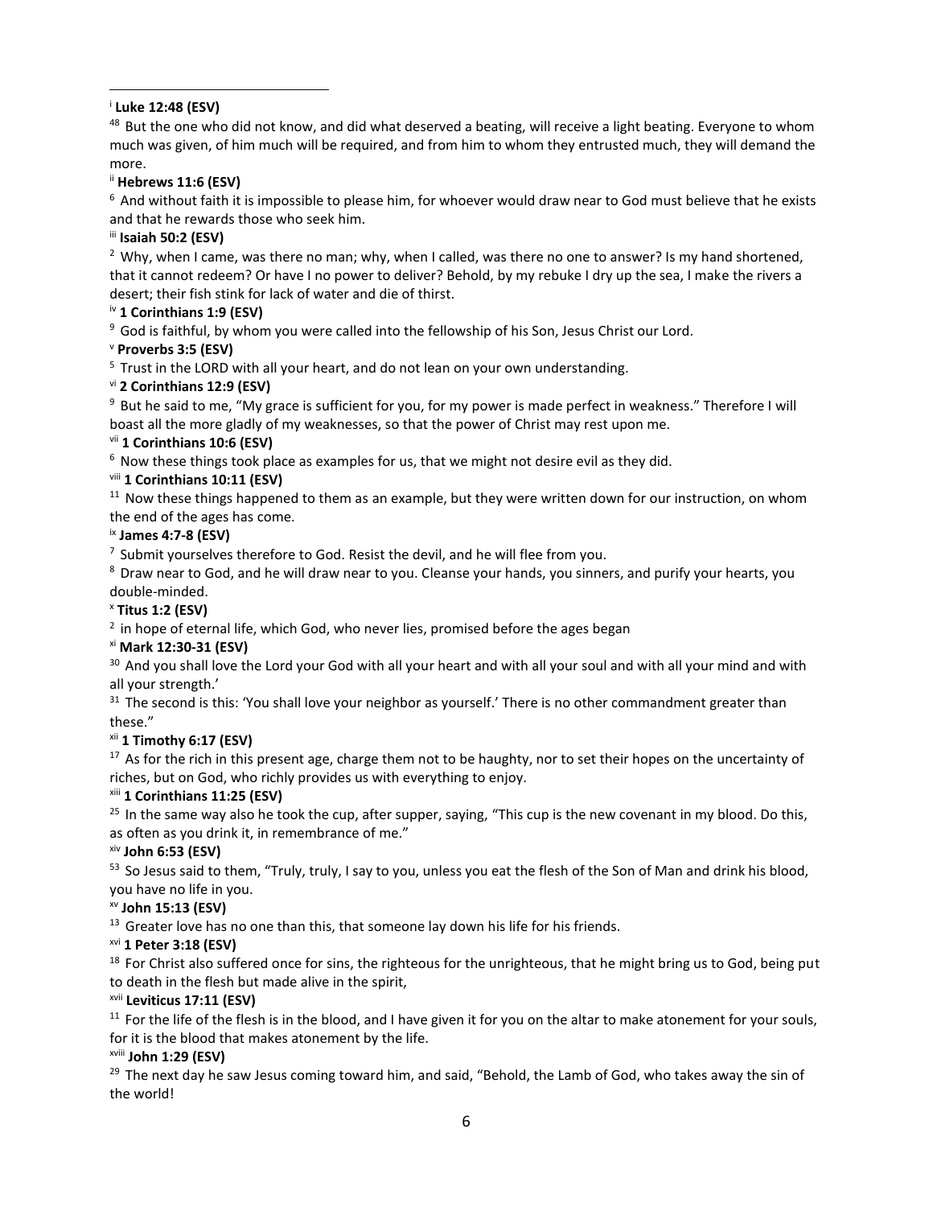[i] **Luke 12:48 (ESV)**

[48] But the one who did not know, and did what deserved a beating, will receive a light beating. Everyone to whom much was given, of him much will be required, and from him to whom they entrusted much, they will demand the more.

[ii] **Hebrews 11:6 (ESV)**

[6] And without faith it is impossible to please him, for whoever would draw near to God must believe that he exists and that he rewards those who seek him.

[iii] **Isaiah 50:2 (ESV)**

[2] Why, when I came, was there no man; why, when I called, was there no one to answer? Is my hand shortened, that it cannot redeem? Or have I no power to deliver? Behold, by my rebuke I dry up the sea, I make the rivers a desert; their fish stink for lack of water and die of thirst.

[iv] **1 Corinthians 1:9 (ESV)**

[9] God is faithful, by whom you were called into the fellowship of his Son, Jesus Christ our Lord.

[v] **Proverbs 3:5 (ESV)**

[5] Trust in the LORD with all your heart, and do not lean on your own understanding.

[vi] **2 Corinthians 12:9 (ESV)**

[9] But he said to me, "My grace is sufficient for you, for my power is made perfect in weakness." Therefore I will boast all the more gladly of my weaknesses, so that the power of Christ may rest upon me.

[vii] **1 Corinthians 10:6 (ESV)**

[6] Now these things took place as examples for us, that we might not desire evil as they did.

[viii] **1 Corinthians 10:11 (ESV)**

[11] Now these things happened to them as an example, but they were written down for our instruction, on whom the end of the ages has come.

[ix] **James 4:7-8 (ESV)**

[7] Submit yourselves therefore to God. Resist the devil, and he will flee from you.

[8] Draw near to God, and he will draw near to you. Cleanse your hands, you sinners, and purify your hearts, you double-minded.

[x] **Titus 1:2 (ESV)**

[2] in hope of eternal life, which God, who never lies, promised before the ages began

[xi] **Mark 12:30-31 (ESV)**

[30] And you shall love the Lord your God with all your heart and with all your soul and with all your mind and with all your strength.'

[31] The second is this: 'You shall love your neighbor as yourself.' There is no other commandment greater than these."

[xii] **1 Timothy 6:17 (ESV)**

[17] As for the rich in this present age, charge them not to be haughty, nor to set their hopes on the uncertainty of riches, but on God, who richly provides us with everything to enjoy.

[xiii] **1 Corinthians 11:25 (ESV)**

[25] In the same way also he took the cup, after supper, saying, "This cup is the new covenant in my blood. Do this, as often as you drink it, in remembrance of me."

[xiv] **John 6:53 (ESV)**

[53] So Jesus said to them, "Truly, truly, I say to you, unless you eat the flesh of the Son of Man and drink his blood, you have no life in you.

[xv] **John 15:13 (ESV)**

[13] Greater love has no one than this, that someone lay down his life for his friends.

[xvi] **1 Peter 3:18 (ESV)**

[18] For Christ also suffered once for sins, the righteous for the unrighteous, that he might bring us to God, being put to death in the flesh but made alive in the spirit,

[xvii] **Leviticus 17:11 (ESV)**

[11] For the life of the flesh is in the blood, and I have given it for you on the altar to make atonement for your souls, for it is the blood that makes atonement by the life.

[xviii] **John 1:29 (ESV)**

[29] The next day he saw Jesus coming toward him, and said, "Behold, the Lamb of God, who takes away the sin of the world!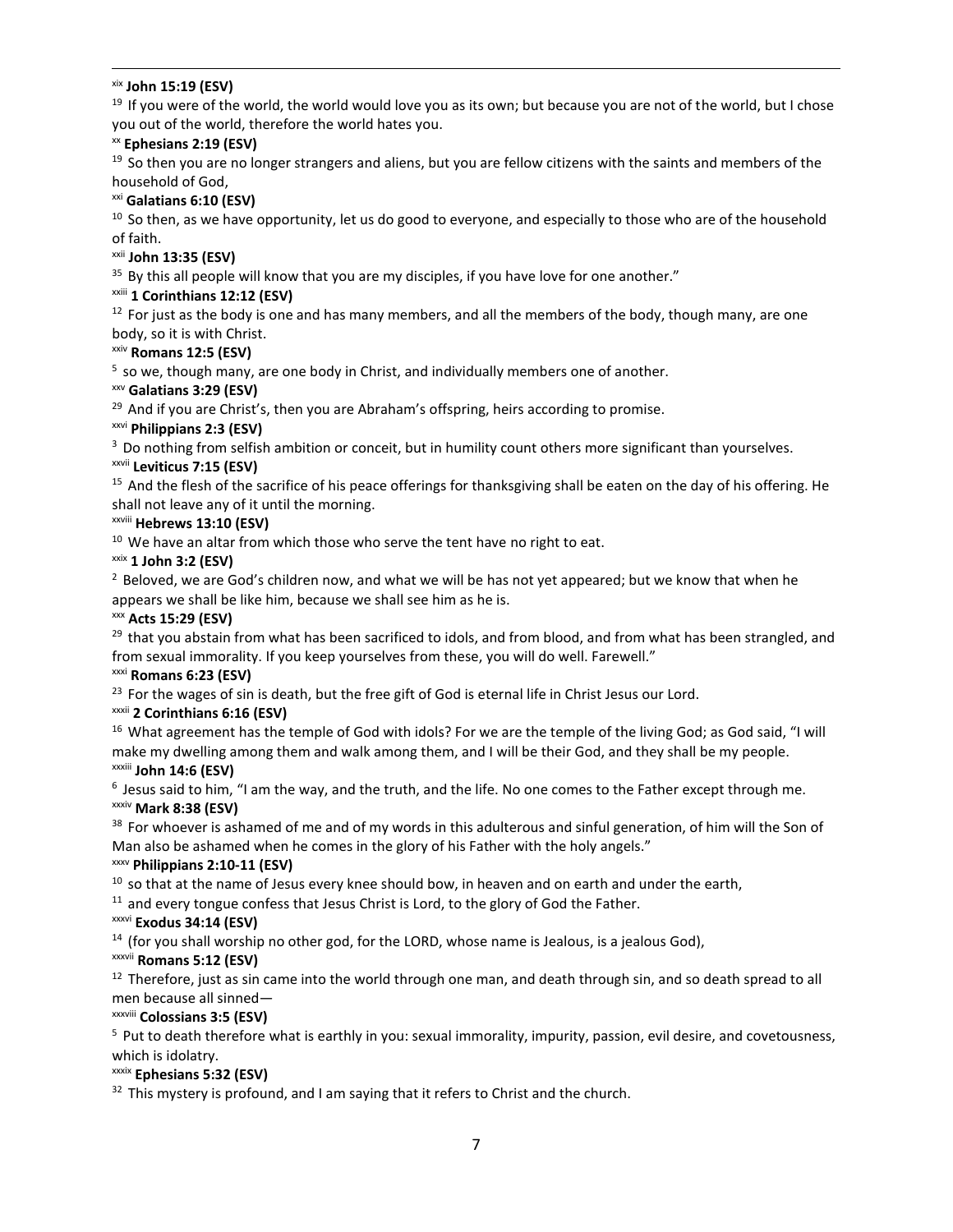[xix] **John 15:19 (ESV)**

[19] If you were of the world, the world would love you as its own; but because you are not of the world, but I chose you out of the world, therefore the world hates you.

[xx] **Ephesians 2:19 (ESV)**

[19] So then you are no longer strangers and aliens, but you are fellow citizens with the saints and members of the household of God,

[xxi] **Galatians 6:10 (ESV)**

[10] So then, as we have opportunity, let us do good to everyone, and especially to those who are of the household of faith.

[xxii] **John 13:35 (ESV)**

[35] By this all people will know that you are my disciples, if you have love for one another."

[xxiii] **1 Corinthians 12:12 (ESV)**

[12] For just as the body is one and has many members, and all the members of the body, though many, are one body, so it is with Christ.

[xxiv] **Romans 12:5 (ESV)**

[5] so we, though many, are one body in Christ, and individually members one of another.

[xxv] **Galatians 3:29 (ESV)**

[29] And if you are Christ's, then you are Abraham's offspring, heirs according to promise.

[xxvi] **Philippians 2:3 (ESV)**

[3] Do nothing from selfish ambition or conceit, but in humility count others more significant than yourselves.

[xxvii] **Leviticus 7:15 (ESV)**

[15] And the flesh of the sacrifice of his peace offerings for thanksgiving shall be eaten on the day of his offering. He shall not leave any of it until the morning.

[xxviii] **Hebrews 13:10 (ESV)**

[10] We have an altar from which those who serve the tent have no right to eat.

[xxix] **1 John 3:2 (ESV)**

[2] Beloved, we are God's children now, and what we will be has not yet appeared; but we know that when he appears we shall be like him, because we shall see him as he is.

[xxx] **Acts 15:29 (ESV)**

[29] that you abstain from what has been sacrificed to idols, and from blood, and from what has been strangled, and from sexual immorality. If you keep yourselves from these, you will do well. Farewell."

[xxxi] **Romans 6:23 (ESV)**

[23] For the wages of sin is death, but the free gift of God is eternal life in Christ Jesus our Lord.

[xxxii] **2 Corinthians 6:16 (ESV)**

[16] What agreement has the temple of God with idols? For we are the temple of the living God; as God said, "I will make my dwelling among them and walk among them, and I will be their God, and they shall be my people.

[xxxiii] **John 14:6 (ESV)**

[6] Jesus said to him, "I am the way, and the truth, and the life. No one comes to the Father except through me.

[xxxiv] **Mark 8:38 (ESV)**

[38] For whoever is ashamed of me and of my words in this adulterous and sinful generation, of him will the Son of Man also be ashamed when he comes in the glory of his Father with the holy angels."

[xxxv] **Philippians 2:10-11 (ESV)**

[10] so that at the name of Jesus every knee should bow, in heaven and on earth and under the earth,

[11] and every tongue confess that Jesus Christ is Lord, to the glory of God the Father.

[xxxvi] **Exodus 34:14 (ESV)**

[14] (for you shall worship no other god, for the LORD, whose name is Jealous, is a jealous God),

[xxxvii] **Romans 5:12 (ESV)**

[12] Therefore, just as sin came into the world through one man, and death through sin, and so death spread to all men because all sinned—

[xxxviii] **Colossians 3:5 (ESV)**

[5] Put to death therefore what is earthly in you: sexual immorality, impurity, passion, evil desire, and covetousness, which is idolatry.

[xxxix] **Ephesians 5:32 (ESV)**

[32] This mystery is profound, and I am saying that it refers to Christ and the church.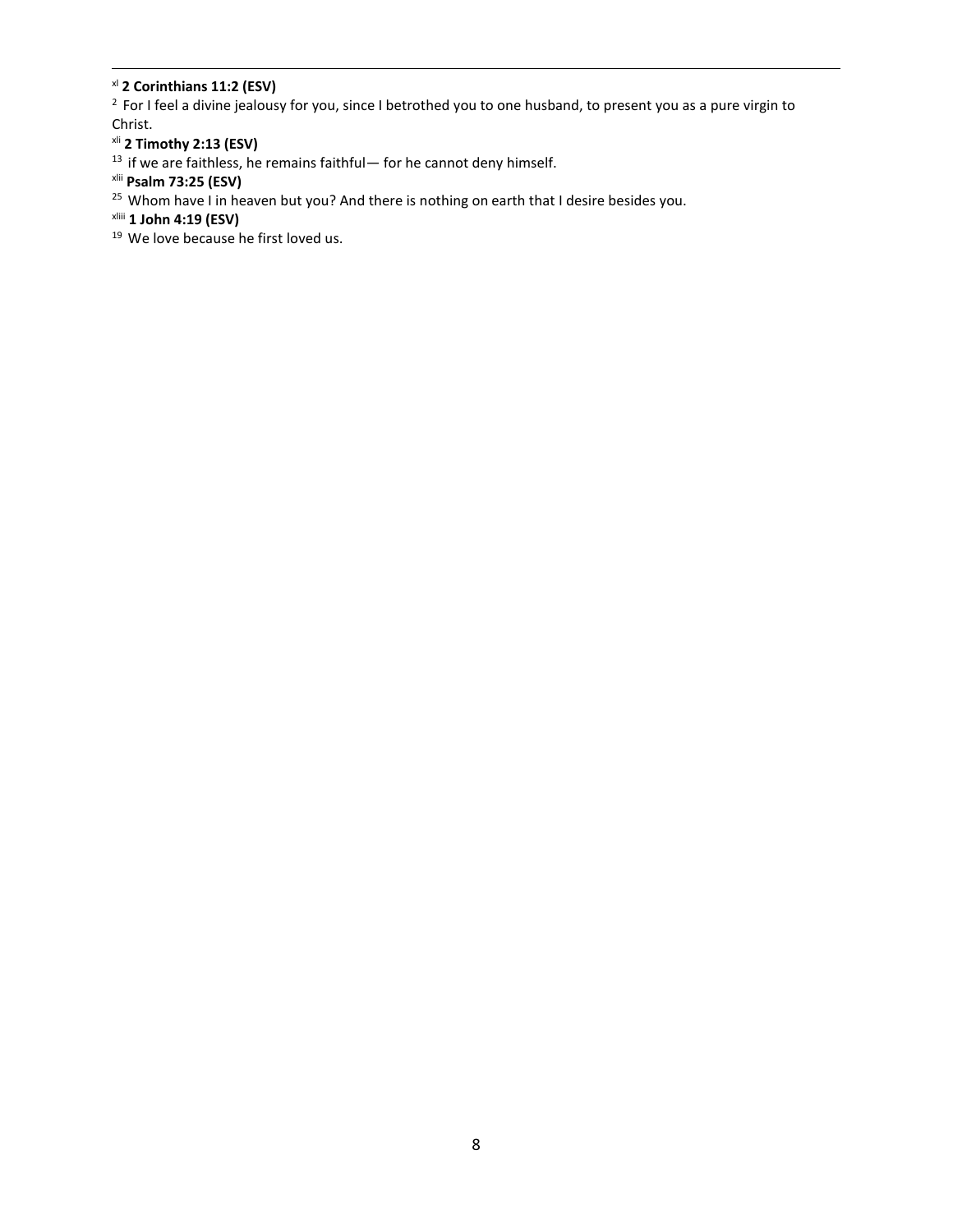[xl] **2 Corinthians 11:2 (ESV)**

[2] For I feel a divine jealousy for you, since I betrothed you to one husband, to present you as a pure virgin to Christ.

[xli] **2 Timothy 2:13 (ESV)**

[13] if we are faithless, he remains faithful— for he cannot deny himself.

[xlii] **Psalm 73:25 (ESV)**

[25] Whom have I in heaven but you? And there is nothing on earth that I desire besides you.

[xliii] **1 John 4:19 (ESV)**

[19] We love because he first loved us.